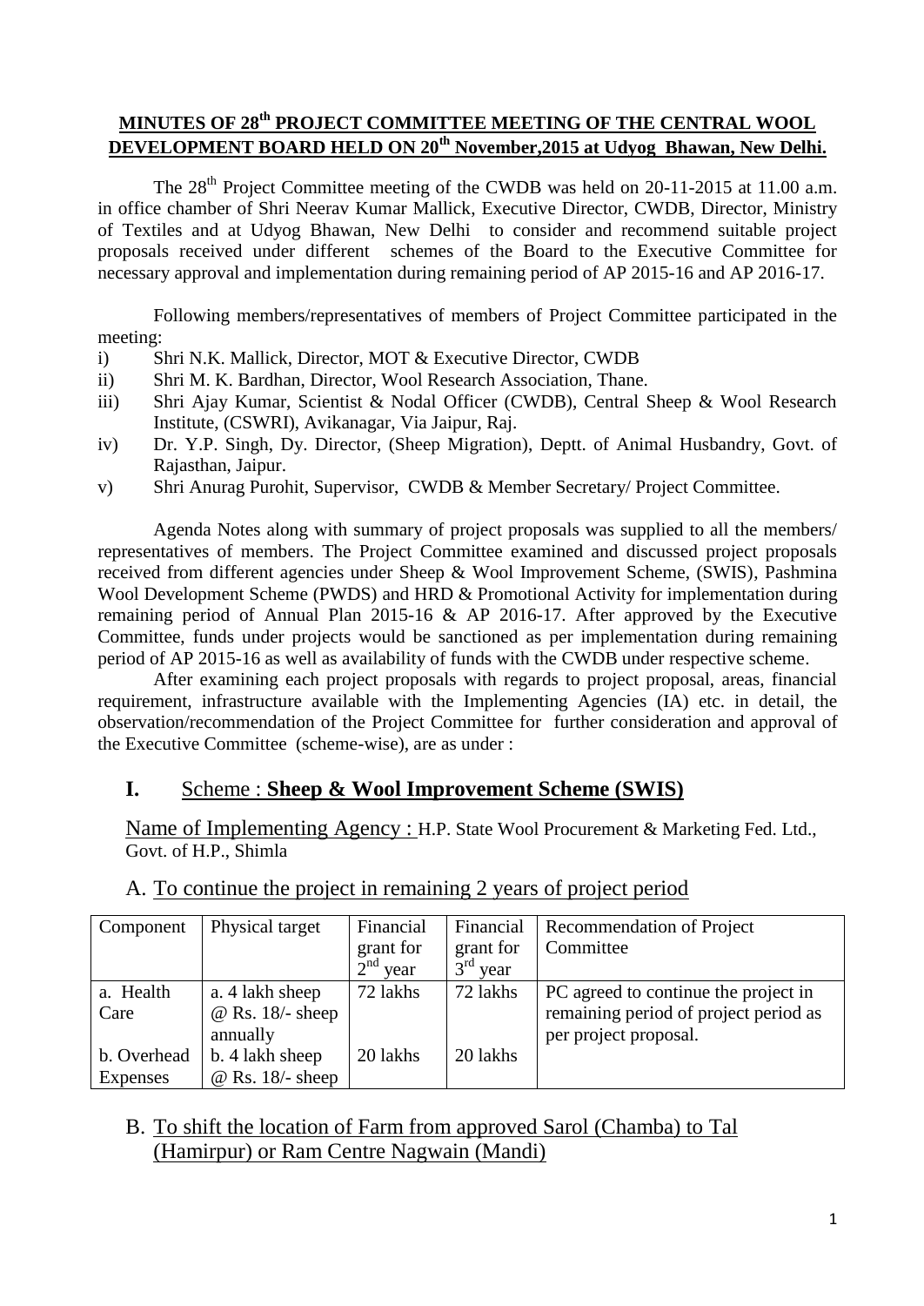## MINUTES OF 28th PROJECT COMMITTEE MEETING OF THE CENTRAL WOOL DEVELOPMENT BOARD HELD ON 20th November,2015 at Udyog Bhawan, New Delhi.

The 28th Project Committee meeting of the CWDB was held on 20-11-2015 at 11.00 a.m. in office chamber of Shri Neerav Kumar Mallick, Executive Director, CWDB, Director, Ministry of Textiles and at Udyog Bhawan, New Delhi to consider and recommend suitable project proposals received under different schemes of the Board to the Executive Committee for necessary approval and implementation during remaining period of AP 2015-16 and AP 2016-17.

Following members/representatives of members of Project Committee participated in the meeting:

i) Shri N.K. Mallick, Director, MOT & Executive Director, CWDB
ii) Shri M. K. Bardhan, Director, Wool Research Association, Thane.
iii) Shri Ajay Kumar, Scientist & Nodal Officer (CWDB), Central Sheep & Wool Research Institute, (CSWRI), Avikanagar, Via Jaipur, Raj.
iv) Dr. Y.P. Singh, Dy. Director, (Sheep Migration), Deptt. of Animal Husbandry, Govt. of Rajasthan, Jaipur.
v) Shri Anurag Purohit, Supervisor, CWDB & Member Secretary/ Project Committee.

Agenda Notes along with summary of project proposals was supplied to all the members/ representatives of members. The Project Committee examined and discussed project proposals received from different agencies under Sheep & Wool Improvement Scheme, (SWIS), Pashmina Wool Development Scheme (PWDS) and HRD & Promotional Activity for implementation during remaining period of Annual Plan 2015-16 & AP 2016-17. After approved by the Executive Committee, funds under projects would be sanctioned as per implementation during remaining period of AP 2015-16 as well as availability of funds with the CWDB under respective scheme.

After examining each project proposals with regards to project proposal, areas, financial requirement, infrastructure available with the Implementing Agencies (IA) etc. in detail, the observation/recommendation of the Project Committee for further consideration and approval of the Executive Committee (scheme-wise), are as under :

## I. Scheme : **Sheep & Wool Improvement Scheme (SWIS)**

Name of Implementing Agency : H.P. State Wool Procurement & Marketing Fed. Ltd., Govt. of H.P., Shimla

### A. To continue the project in remaining 2 years of project period

| Component | Physical target | Financial grant for 2nd year | Financial grant for 3rd year | Recommendation of Project Committee |
|---|---|---|---|---|
| a. Health Care | a. 4 lakh sheep @ Rs. 18/- sheep annually | 72 lakhs | 72 lakhs | PC agreed to continue the project in remaining period of project period as per project proposal. |
| b. Overhead Expenses | b. 4 lakh sheep @ Rs. 18/- sheep | 20 lakhs | 20 lakhs | |

### B. To shift the location of Farm from approved Sarol (Chamba) to Tal (Hamirpur) or Ram Centre Nagwain (Mandi)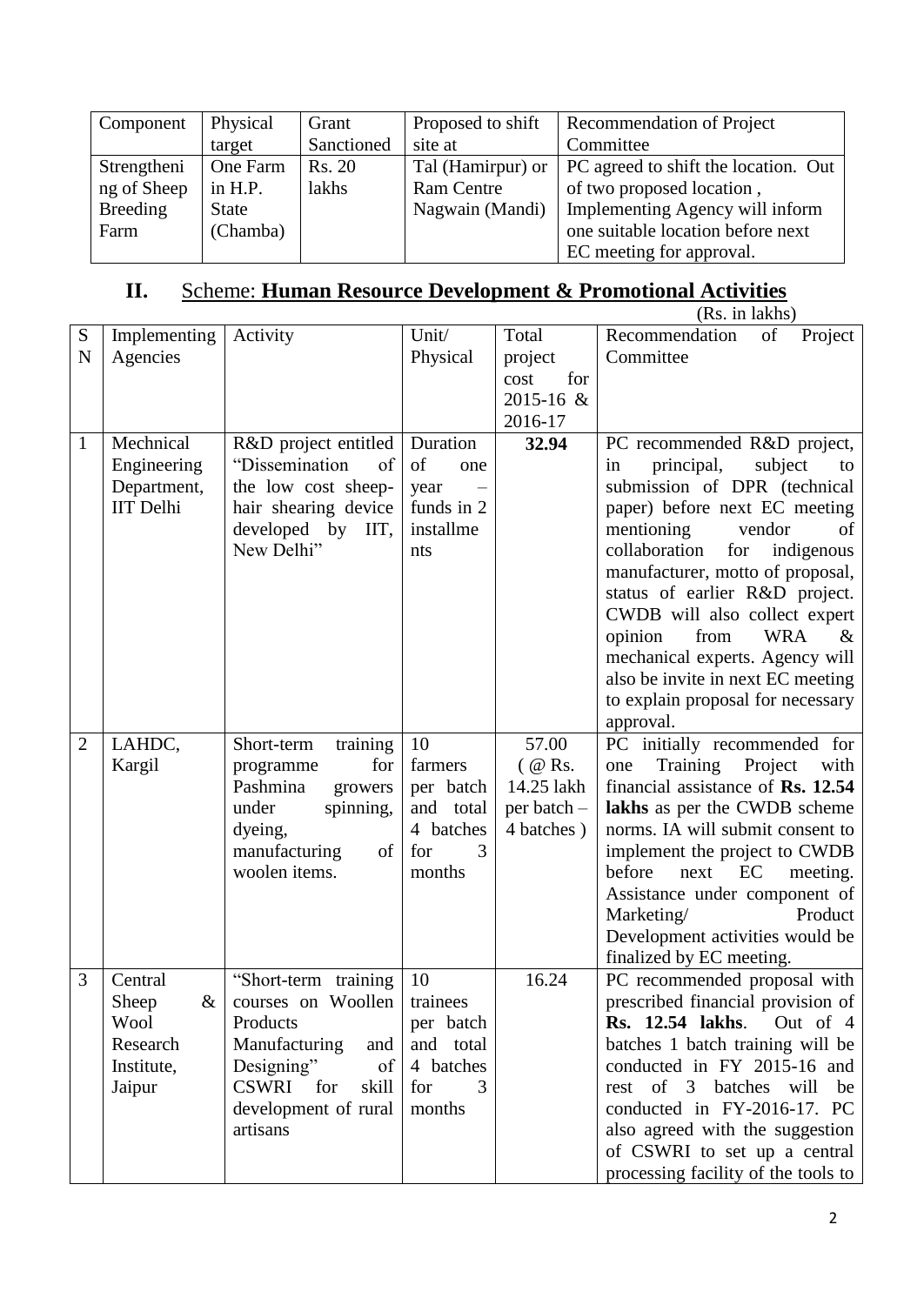| Component | Physical target | Grant Sanctioned | Proposed to shift site at | Recommendation of Project Committee |
|---|---|---|---|---|
| Strengthening of Sheep Breeding Farm | One Farm in H.P. State (Chamba) | Rs. 20 lakhs | Tal (Hamirpur) or Ram Centre Nagwain (Mandi) | PC agreed to shift the location. Out of two proposed location , Implementing Agency will inform one suitable location before next EC meeting for approval. |

## II. Scheme: **Human Resource Development & Promotional Activities**

(Rs. in lakhs)

| SN | Implementing Agencies | Activity | Unit/ Physical | Total project cost for 2015-16 & 2016-17 | Recommendation of Project Committee |
|---|---|---|---|---|---|
| 1 | Mechnical Engineering Department, IIT Delhi | R&D project entitled "Dissemination of the low cost sheep-hair shearing device developed by IIT, New Delhi" | Duration of one year – funds in 2 installments | **32.94** | PC recommended R&D project, in principal, subject to submission of DPR (technical paper) before next EC meeting mentioning vendor of collaboration for indigenous manufacturer, motto of proposal, status of earlier R&D project. CWDB will also collect expert opinion from WRA & mechanical experts. Agency will also be invite in next EC meeting to explain proposal for necessary approval. |
| 2 | LAHDC, Kargil | Short-term training programme for Pashmina growers under spinning, dyeing, manufacturing of woolen items. | 10 farmers per batch and total 4 batches for 3 months | 57.00 ( @ Rs. 14.25 lakh per batch – 4 batches ) | PC initially recommended for one Training Project with financial assistance of **Rs. 12.54 lakhs** as per the CWDB scheme norms. IA will submit consent to implement the project to CWDB before next EC meeting. Assistance under component of Marketing/ Product Development activities would be finalized by EC meeting. |
| 3 | Central Sheep & Wool Research Institute, Jaipur | "Short-term training courses on Woollen Products Manufacturing and Designing" of CSWRI for skill development of rural artisans | 10 trainees per batch and total 4 batches for 3 months | 16.24 | PC recommended proposal with prescribed financial provision of **Rs. 12.54 lakhs**. Out of 4 batches 1 batch training will be conducted in FY 2015-16 and rest of 3 batches will be conducted in FY-2016-17. PC also agreed with the suggestion of CSWRI to set up a central processing facility of the tools to |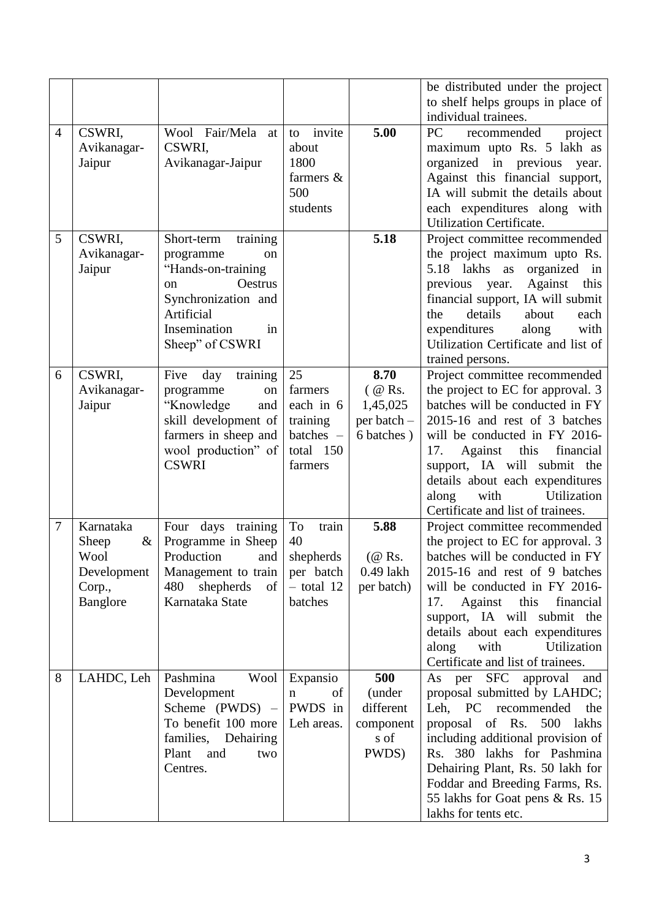| | | | | | |
|---|---|---|---|---|---|
| | | | | | be distributed under the project to shelf helps groups in place of individual trainees. |
| 4 | CSWRI, Avikanagar-Jaipur | Wool Fair/Mela at CSWRI, Avikanagar-Jaipur | to invite about 1800 farmers & 500 students | **5.00** | PC recommended project maximum upto Rs. 5 lakh as organized in previous year. Against this financial support, IA will submit the details about each expenditures along with Utilization Certificate. |
| 5 | CSWRI, Avikanagar-Jaipur | Short-term training programme on "Hands-on-training on Oestrus Synchronization and Artificial Insemination in Sheep" of CSWRI | | **5.18** | Project committee recommended the project maximum upto Rs. 5.18 lakhs as organized in previous year. Against this financial support, IA will submit the details about each expenditures along with Utilization Certificate and list of trained persons. |
| 6 | CSWRI, Avikanagar-Jaipur | Five day training programme on "Knowledge and skill development of farmers in sheep and wool production" of CSWRI | 25 farmers each in 6 training batches – total 150 farmers | **8.70** ( @ Rs. 1,45,025 per batch – 6 batches ) | Project committee recommended the project to EC for approval. 3 batches will be conducted in FY 2015-16 and rest of 3 batches will be conducted in FY 2016-17. Against this financial support, IA will submit the details about each expenditures along with Utilization Certificate and list of trainees. |
| 7 | Karnataka Sheep & Wool Development Corp., Banglore | Four days training Programme in Sheep Production and Management to train 480 shepherds of Karnataka State | To train 40 shepherds per batch – total 12 batches | **5.88** (@ Rs. 0.49 lakh per batch) | Project committee recommended the project to EC for approval. 3 batches will be conducted in FY 2015-16 and rest of 9 batches will be conducted in FY 2016-17. Against this financial support, IA will submit the details about each expenditures along with Utilization Certificate and list of trainees. |
| 8 | LAHDC, Leh | Pashmina Wool Development Scheme (PWDS) – To benefit 100 more families, Dehairing Plant and two Centres. | Expansion of PWDS in Leh areas. | **500** (under different components of PWDS) | As per SFC approval and proposal submitted by LAHDC; Leh, PC recommended the proposal of Rs. 500 lakhs including additional provision of Rs. 380 lakhs for Pashmina Dehairing Plant, Rs. 50 lakh for Foddar and Breeding Farms, Rs. 55 lakhs for Goat pens & Rs. 15 lakhs for tents etc. |